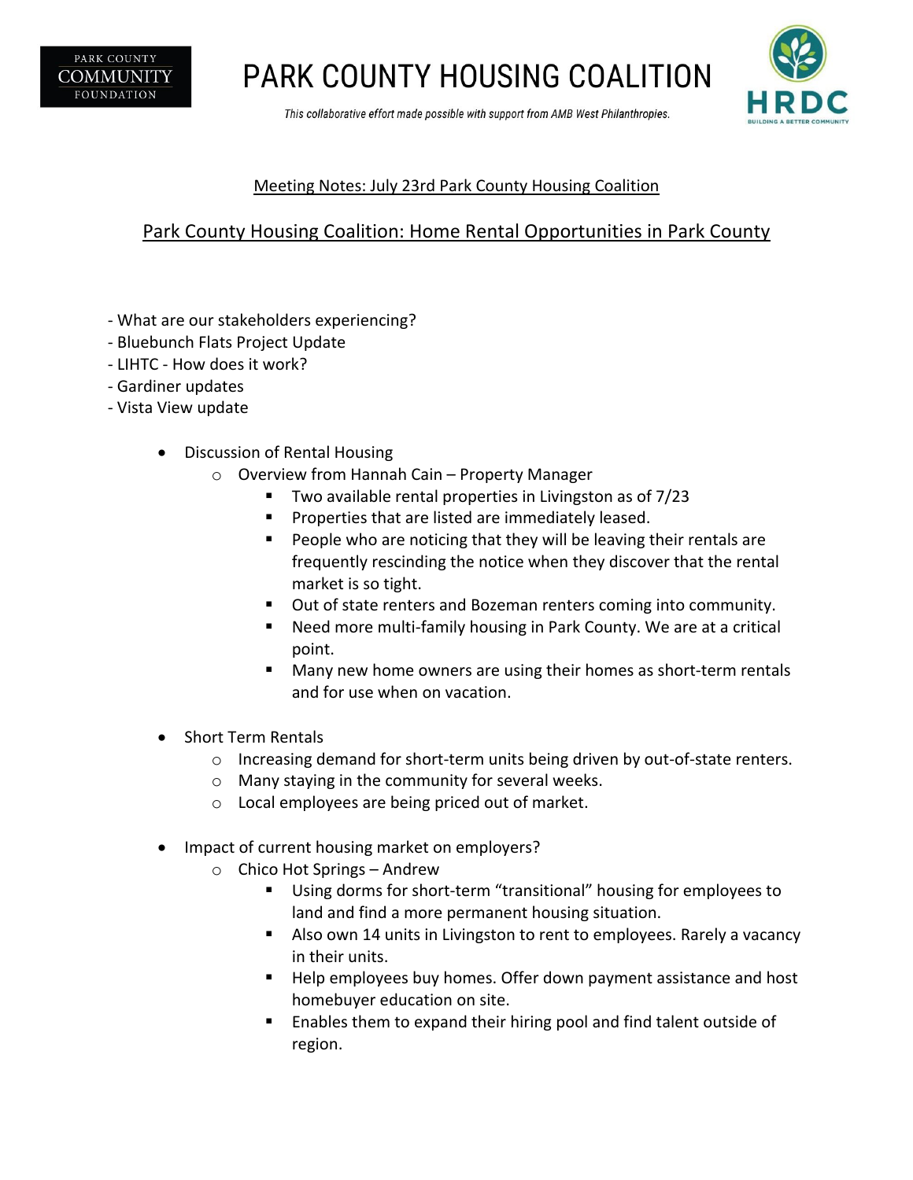# PARK COUNTY HOUSING COALITION

*This collaborative effort made possible with support from AMB West Philanthropies.*

## Meeting Notes: July 23rd Park County Housing Coalition

## Park County Housing Coalition: Home Rental Opportunities in Park County

- What are our stakeholders experiencing?
- Bluebunch Flats Project Update
- LIHTC - How does it work?
- Gardiner updates
- Vista View update

- Discussion of Rental Housing
  - Overview from Hannah Cain – Property Manager
    - Two available rental properties in Livingston as of 7/23
    - Properties that are listed are immediately leased.
    - People who are noticing that they will be leaving their rentals are frequently rescinding the notice when they discover that the rental market is so tight.
    - Out of state renters and Bozeman renters coming into community.
    - Need more multi-family housing in Park County. We are at a critical point.
    - Many new home owners are using their homes as short-term rentals and for use when on vacation.

- Short Term Rentals
  - Increasing demand for short-term units being driven by out-of-state renters.
  - Many staying in the community for several weeks.
  - Local employees are being priced out of market.

- Impact of current housing market on employers?
  - Chico Hot Springs – Andrew
    - Using dorms for short-term "transitional" housing for employees to land and find a more permanent housing situation.
    - Also own 14 units in Livingston to rent to employees. Rarely a vacancy in their units.
    - Help employees buy homes. Offer down payment assistance and host homebuyer education on site.
    - Enables them to expand their hiring pool and find talent outside of region.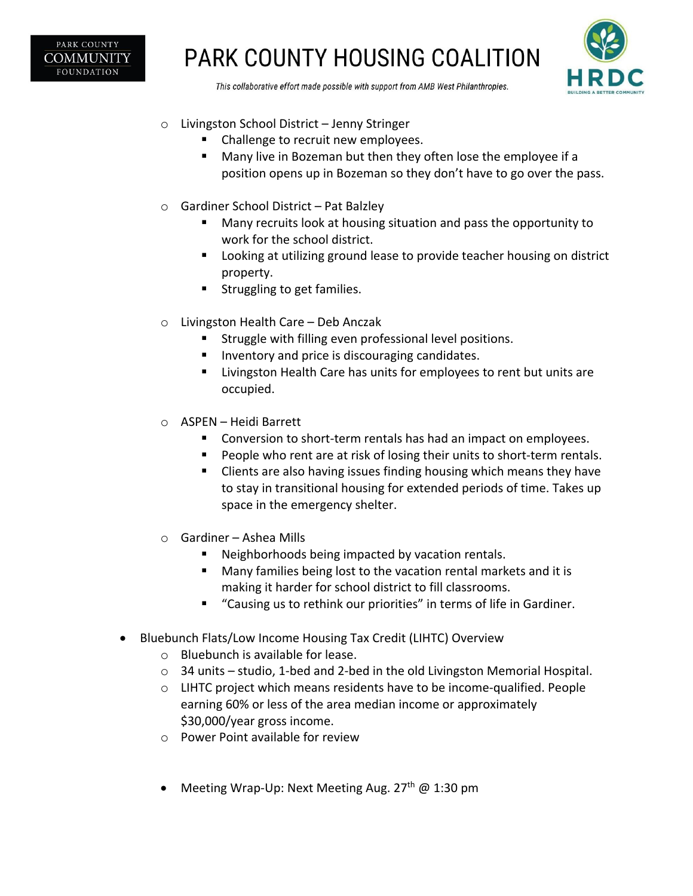- Livingston School District – Jenny Stringer
  - Challenge to recruit new employees.
  - Many live in Bozeman but then they often lose the employee if a position opens up in Bozeman so they don't have to go over the pass.

- Gardiner School District – Pat Balzley
  - Many recruits look at housing situation and pass the opportunity to work for the school district.
  - Looking at utilizing ground lease to provide teacher housing on district property.
  - Struggling to get families.

- Livingston Health Care – Deb Anczak
  - Struggle with filling even professional level positions.
  - Inventory and price is discouraging candidates.
  - Livingston Health Care has units for employees to rent but units are occupied.

- ASPEN – Heidi Barrett
  - Conversion to short-term rentals has had an impact on employees.
  - People who rent are at risk of losing their units to short-term rentals.
  - Clients are also having issues finding housing which means they have to stay in transitional housing for extended periods of time. Takes up space in the emergency shelter.

- Gardiner – Ashea Mills
  - Neighborhoods being impacted by vacation rentals.
  - Many families being lost to the vacation rental markets and it is making it harder for school district to fill classrooms.
  - "Causing us to rethink our priorities" in terms of life in Gardiner.

- Bluebunch Flats/Low Income Housing Tax Credit (LIHTC) Overview
  - Bluebunch is available for lease.
  - 34 units – studio, 1-bed and 2-bed in the old Livingston Memorial Hospital.
  - LIHTC project which means residents have to be income-qualified. People earning 60% or less of the area median income or approximately $30,000/year gross income.
  - Power Point available for review

- Meeting Wrap-Up: Next Meeting Aug. 27th @ 1:30 pm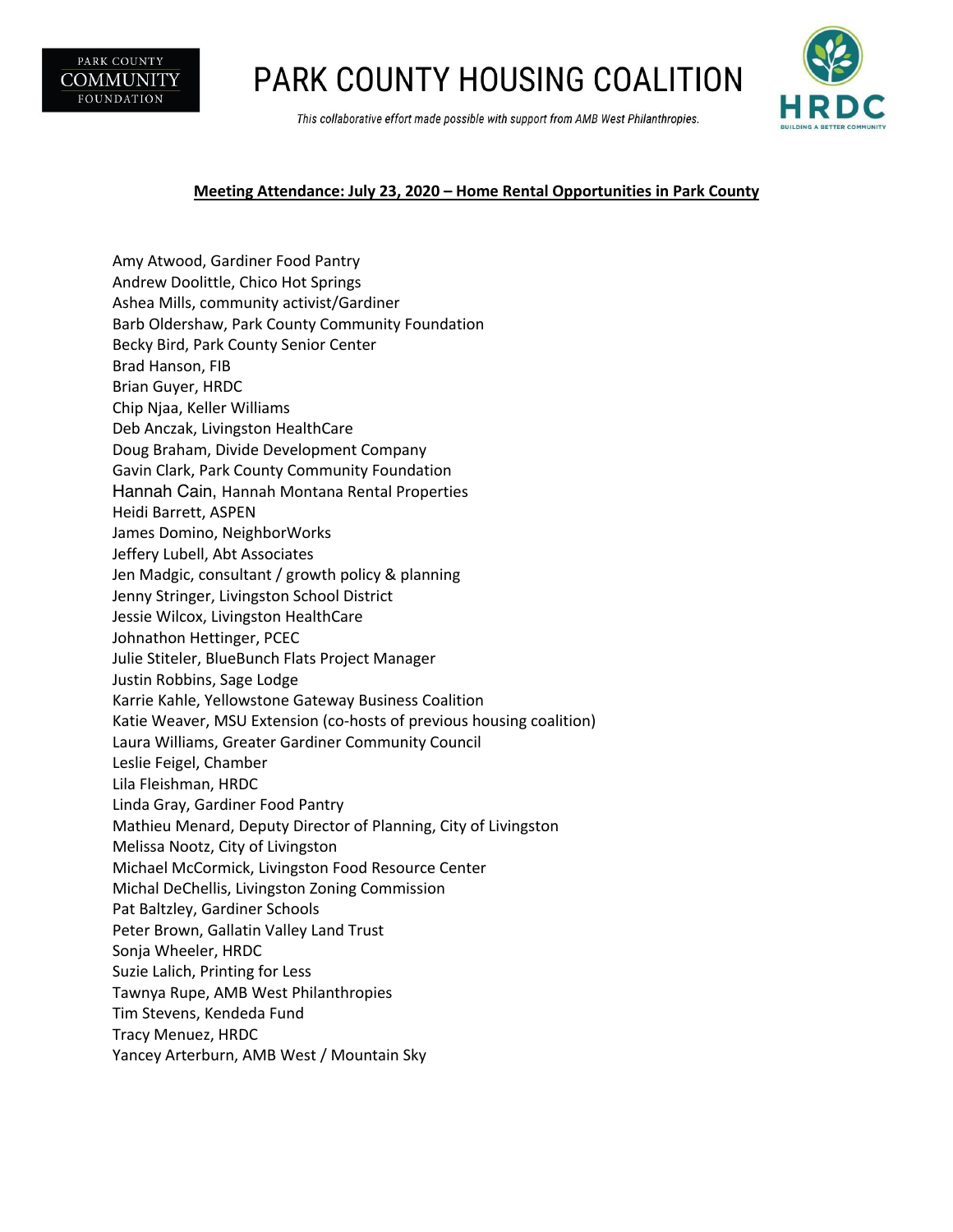# PARK COUNTY HOUSING COALITION

*This collaborative effort made possible with support from AMB West Philanthropies.*

**Meeting Attendance: July 23, 2020 – Home Rental Opportunities in Park County**

Amy Atwood, Gardiner Food Pantry
Andrew Doolittle, Chico Hot Springs
Ashea Mills, community activist/Gardiner
Barb Oldershaw, Park County Community Foundation
Becky Bird, Park County Senior Center
Brad Hanson, FIB
Brian Guyer, HRDC
Chip Njaa, Keller Williams
Deb Anczak, Livingston HealthCare
Doug Braham, Divide Development Company
Gavin Clark, Park County Community Foundation
Hannah Cain, Hannah Montana Rental Properties
Heidi Barrett, ASPEN
James Domino, NeighborWorks
Jeffery Lubell, Abt Associates
Jen Madgic, consultant / growth policy & planning
Jenny Stringer, Livingston School District
Jessie Wilcox, Livingston HealthCare
Johnathon Hettinger, PCEC
Julie Stiteler, BlueBunch Flats Project Manager
Justin Robbins, Sage Lodge
Karrie Kahle, Yellowstone Gateway Business Coalition
Katie Weaver, MSU Extension (co-hosts of previous housing coalition)
Laura Williams, Greater Gardiner Community Council
Leslie Feigel, Chamber
Lila Fleishman, HRDC
Linda Gray, Gardiner Food Pantry
Mathieu Menard, Deputy Director of Planning, City of Livingston
Melissa Nootz, City of Livingston
Michael McCormick, Livingston Food Resource Center
Michal DeChellis, Livingston Zoning Commission
Pat Baltzley, Gardiner Schools
Peter Brown, Gallatin Valley Land Trust
Sonja Wheeler, HRDC
Suzie Lalich, Printing for Less
Tawnya Rupe, AMB West Philanthropies
Tim Stevens, Kendeda Fund
Tracy Menuez, HRDC
Yancey Arterburn, AMB West / Mountain Sky